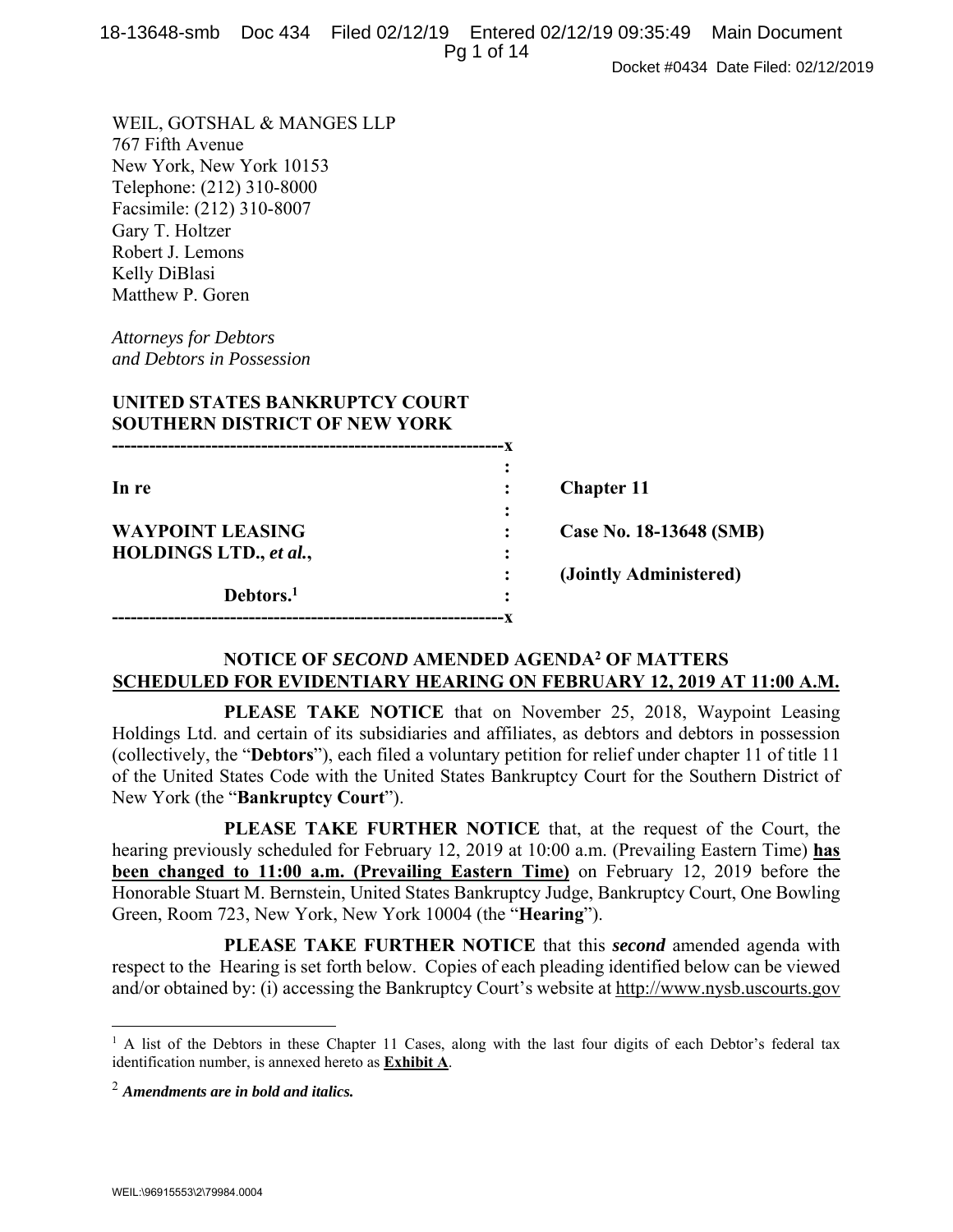WEIL, GOTSHAL & MANGES LLP
767 Fifth Avenue
New York, New York 10153
Telephone: (212) 310-8000
Facsimile: (212) 310-8007
Gary T. Holtzer
Robert J. Lemons
Kelly DiBlasi
Matthew P. Goren

*Attorneys for Debtors*
*and Debtors in Possession*

**UNITED STATES BANKRUPTCY COURT**
**SOUTHERN DISTRICT OF NEW YORK**

| | | |
|---|---|---|
| **In re** | : | **Chapter 11** |
| | : | |
| **WAYPOINT LEASING HOLDINGS LTD., *et al.*,** | : | **Case No. 18-13648 (SMB)** |
| | : | **(Jointly Administered)** |
| **Debtors.[1]** | : | |

## NOTICE OF *SECOND* AMENDED AGENDA[2] OF MATTERS SCHEDULED FOR EVIDENTIARY HEARING ON FEBRUARY 12, 2019 AT 11:00 A.M.

**PLEASE TAKE NOTICE** that on November 25, 2018, Waypoint Leasing Holdings Ltd. and certain of its subsidiaries and affiliates, as debtors and debtors in possession (collectively, the "**Debtors**"), each filed a voluntary petition for relief under chapter 11 of title 11 of the United States Code with the United States Bankruptcy Court for the Southern District of New York (the "**Bankruptcy Court**").

**PLEASE TAKE FURTHER NOTICE** that, at the request of the Court, the hearing previously scheduled for February 12, 2019 at 10:00 a.m. (Prevailing Eastern Time) **has been changed to 11:00 a.m. (Prevailing Eastern Time)** on February 12, 2019 before the Honorable Stuart M. Bernstein, United States Bankruptcy Judge, Bankruptcy Court, One Bowling Green, Room 723, New York, New York 10004 (the "**Hearing**").

**PLEASE TAKE FURTHER NOTICE** that this ***second*** amended agenda with respect to the Hearing is set forth below. Copies of each pleading identified below can be viewed and/or obtained by: (i) accessing the Bankruptcy Court's website at http://www.nysb.uscourts.gov

---

[1] A list of the Debtors in these Chapter 11 Cases, along with the last four digits of each Debtor's federal tax identification number, is annexed hereto as **Exhibit A**.

[2] ***Amendments are in bold and italics.***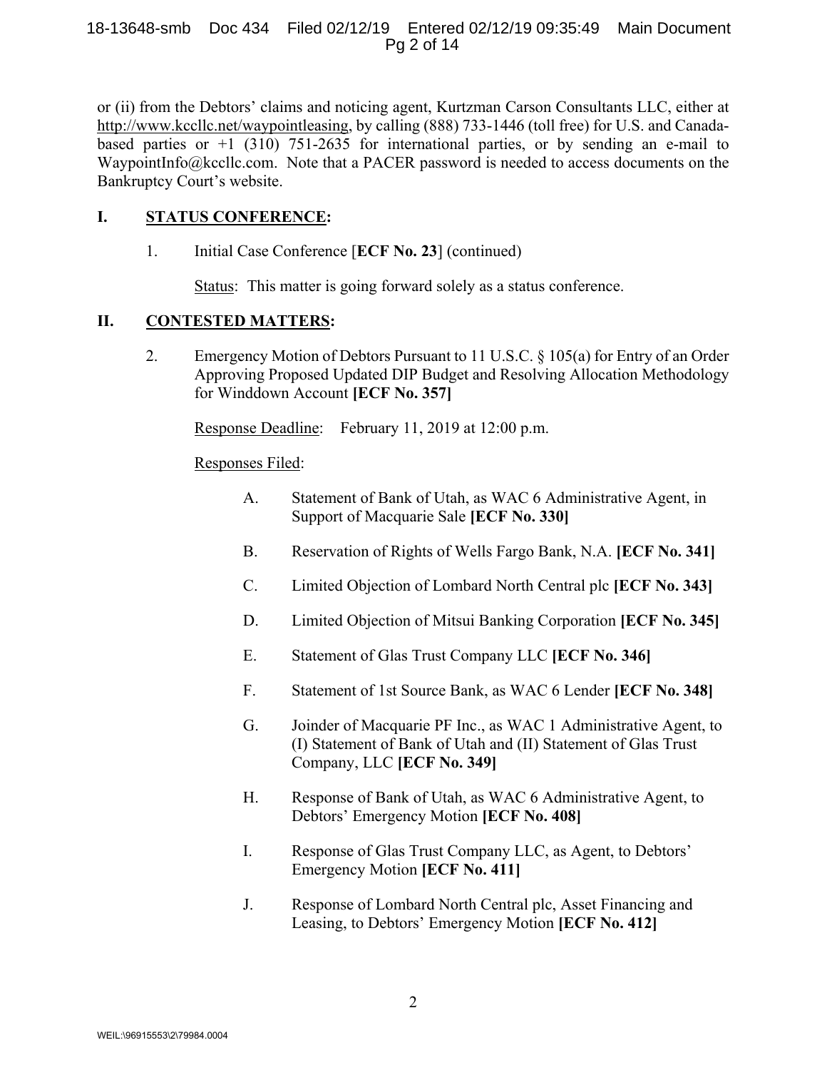or (ii) from the Debtors' claims and noticing agent, Kurtzman Carson Consultants LLC, either at http://www.kccllc.net/waypointleasing, by calling (888) 733-1446 (toll free) for U.S. and Canada-based parties or +1 (310) 751-2635 for international parties, or by sending an e-mail to WaypointInfo@kccllc.com. Note that a PACER password is needed to access documents on the Bankruptcy Court's website.

## I. STATUS CONFERENCE:

1. Initial Case Conference [**ECF No. 23**] (continued)

   Status: This matter is going forward solely as a status conference.

## II. CONTESTED MATTERS:

2. Emergency Motion of Debtors Pursuant to 11 U.S.C. § 105(a) for Entry of an Order Approving Proposed Updated DIP Budget and Resolving Allocation Methodology for Winddown Account **[ECF No. 357]**

   Response Deadline: February 11, 2019 at 12:00 p.m.

   Responses Filed:

   A. Statement of Bank of Utah, as WAC 6 Administrative Agent, in Support of Macquarie Sale **[ECF No. 330]**

   B. Reservation of Rights of Wells Fargo Bank, N.A. **[ECF No. 341]**

   C. Limited Objection of Lombard North Central plc **[ECF No. 343]**

   D. Limited Objection of Mitsui Banking Corporation **[ECF No. 345]**

   E. Statement of Glas Trust Company LLC **[ECF No. 346]**

   F. Statement of 1st Source Bank, as WAC 6 Lender **[ECF No. 348]**

   G. Joinder of Macquarie PF Inc., as WAC 1 Administrative Agent, to (I) Statement of Bank of Utah and (II) Statement of Glas Trust Company, LLC **[ECF No. 349]**

   H. Response of Bank of Utah, as WAC 6 Administrative Agent, to Debtors' Emergency Motion **[ECF No. 408]**

   I. Response of Glas Trust Company LLC, as Agent, to Debtors' Emergency Motion **[ECF No. 411]**

   J. Response of Lombard North Central plc, Asset Financing and Leasing, to Debtors' Emergency Motion **[ECF No. 412]**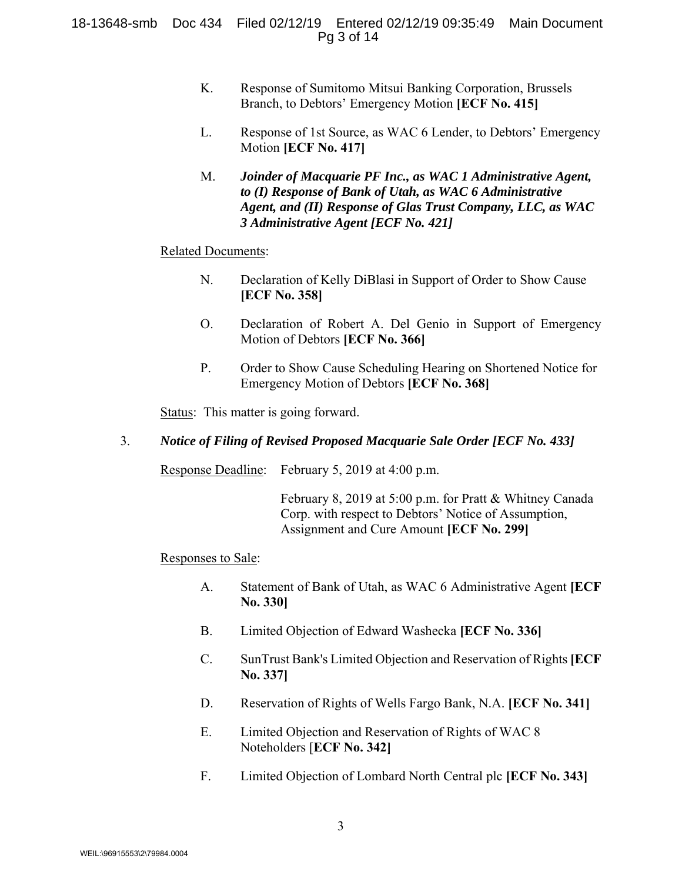K. Response of Sumitomo Mitsui Banking Corporation, Brussels Branch, to Debtors' Emergency Motion **[ECF No. 415]**

L. Response of 1st Source, as WAC 6 Lender, to Debtors' Emergency Motion **[ECF No. 417]**

M. ***Joinder of Macquarie PF Inc., as WAC 1 Administrative Agent, to (I) Response of Bank of Utah, as WAC 6 Administrative Agent, and (II) Response of Glas Trust Company, LLC, as WAC 3 Administrative Agent [ECF No. 421]***

Related Documents:

N. Declaration of Kelly DiBlasi in Support of Order to Show Cause **[ECF No. 358]**

O. Declaration of Robert A. Del Genio in Support of Emergency Motion of Debtors **[ECF No. 366]**

P. Order to Show Cause Scheduling Hearing on Shortened Notice for Emergency Motion of Debtors **[ECF No. 368]**

Status: This matter is going forward.

3. ***Notice of Filing of Revised Proposed Macquarie Sale Order [ECF No. 433]***

Response Deadline: February 5, 2019 at 4:00 p.m.

February 8, 2019 at 5:00 p.m. for Pratt & Whitney Canada Corp. with respect to Debtors' Notice of Assumption, Assignment and Cure Amount **[ECF No. 299]**

Responses to Sale:

A. Statement of Bank of Utah, as WAC 6 Administrative Agent **[ECF No. 330]**

B. Limited Objection of Edward Washecka **[ECF No. 336]**

C. SunTrust Bank's Limited Objection and Reservation of Rights **[ECF No. 337]**

D. Reservation of Rights of Wells Fargo Bank, N.A. **[ECF No. 341]**

E. Limited Objection and Reservation of Rights of WAC 8 Noteholders [**ECF No. 342]**

F. Limited Objection of Lombard North Central plc **[ECF No. 343]**

WEIL:\96915553\2\79984.0004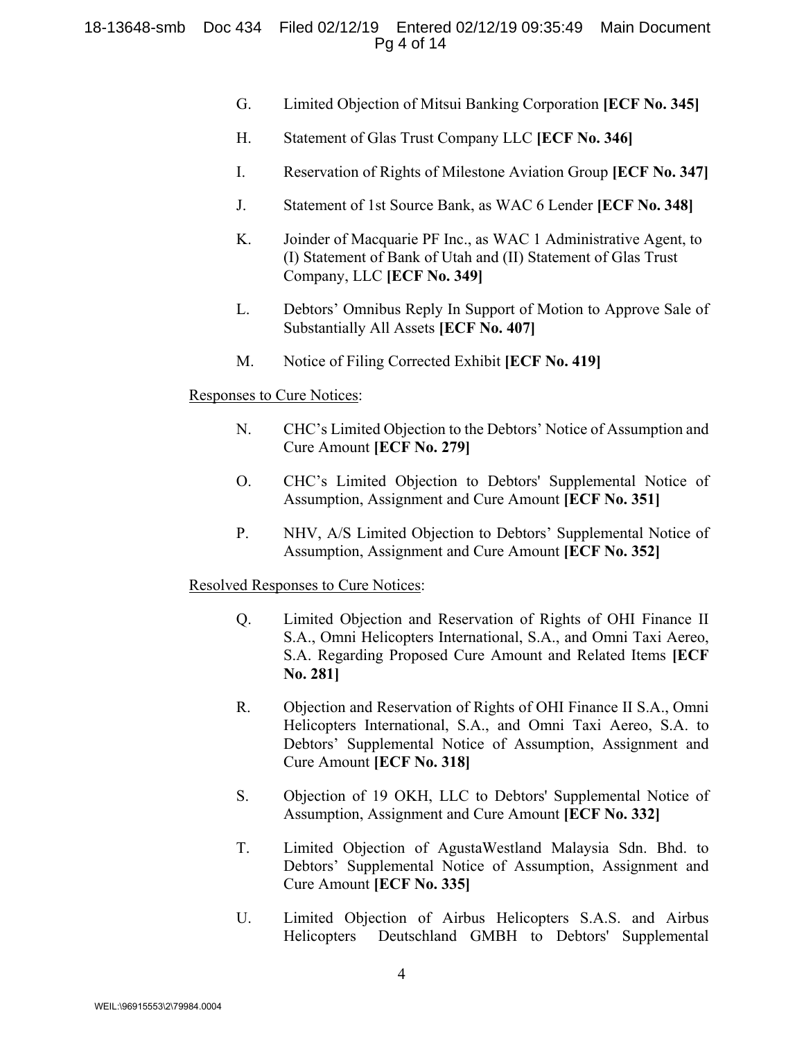G. Limited Objection of Mitsui Banking Corporation **[ECF No. 345]**

H. Statement of Glas Trust Company LLC **[ECF No. 346]**

I. Reservation of Rights of Milestone Aviation Group **[ECF No. 347]**

J. Statement of 1st Source Bank, as WAC 6 Lender **[ECF No. 348]**

K. Joinder of Macquarie PF Inc., as WAC 1 Administrative Agent, to (I) Statement of Bank of Utah and (II) Statement of Glas Trust Company, LLC **[ECF No. 349]**

L. Debtors' Omnibus Reply In Support of Motion to Approve Sale of Substantially All Assets **[ECF No. 407]**

M. Notice of Filing Corrected Exhibit **[ECF No. 419]**

Responses to Cure Notices:

N. CHC's Limited Objection to the Debtors' Notice of Assumption and Cure Amount **[ECF No. 279]**

O. CHC's Limited Objection to Debtors' Supplemental Notice of Assumption, Assignment and Cure Amount **[ECF No. 351]**

P. NHV, A/S Limited Objection to Debtors' Supplemental Notice of Assumption, Assignment and Cure Amount **[ECF No. 352]**

Resolved Responses to Cure Notices:

Q. Limited Objection and Reservation of Rights of OHI Finance II S.A., Omni Helicopters International, S.A., and Omni Taxi Aereo, S.A. Regarding Proposed Cure Amount and Related Items **[ECF No. 281]**

R. Objection and Reservation of Rights of OHI Finance II S.A., Omni Helicopters International, S.A., and Omni Taxi Aereo, S.A. to Debtors' Supplemental Notice of Assumption, Assignment and Cure Amount **[ECF No. 318]**

S. Objection of 19 OKH, LLC to Debtors' Supplemental Notice of Assumption, Assignment and Cure Amount **[ECF No. 332]**

T. Limited Objection of AgustaWestland Malaysia Sdn. Bhd. to Debtors' Supplemental Notice of Assumption, Assignment and Cure Amount **[ECF No. 335]**

U. Limited Objection of Airbus Helicopters S.A.S. and Airbus Helicopters Deutschland GMBH to Debtors' Supplemental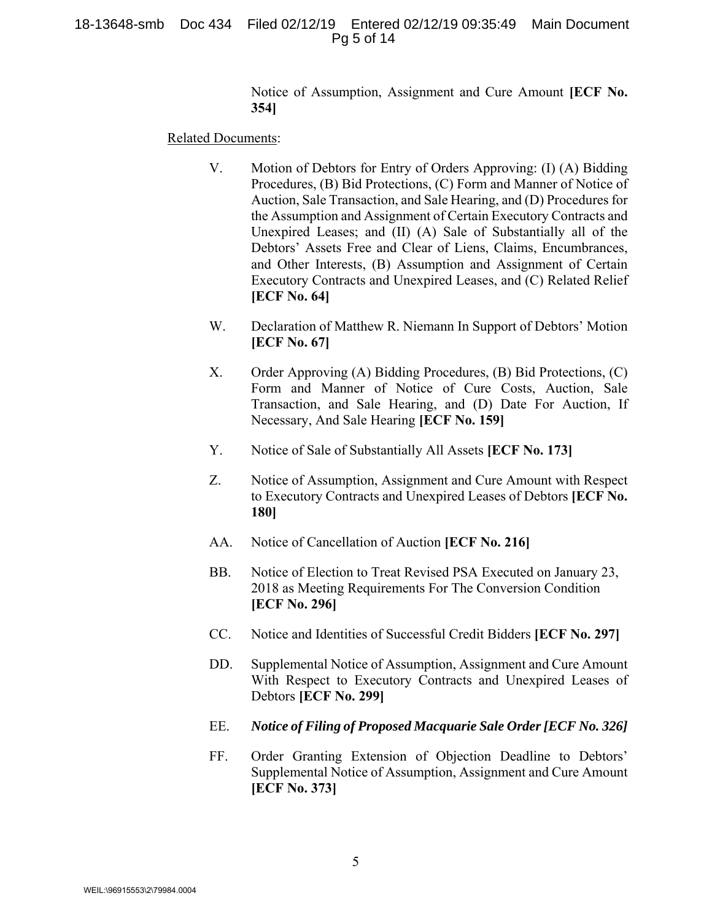Notice of Assumption, Assignment and Cure Amount **[ECF No. 354]**

Related Documents:

V. Motion of Debtors for Entry of Orders Approving: (I) (A) Bidding Procedures, (B) Bid Protections, (C) Form and Manner of Notice of Auction, Sale Transaction, and Sale Hearing, and (D) Procedures for the Assumption and Assignment of Certain Executory Contracts and Unexpired Leases; and (II) (A) Sale of Substantially all of the Debtors' Assets Free and Clear of Liens, Claims, Encumbrances, and Other Interests, (B) Assumption and Assignment of Certain Executory Contracts and Unexpired Leases, and (C) Related Relief **[ECF No. 64]**

W. Declaration of Matthew R. Niemann In Support of Debtors' Motion **[ECF No. 67]**

X. Order Approving (A) Bidding Procedures, (B) Bid Protections, (C) Form and Manner of Notice of Cure Costs, Auction, Sale Transaction, and Sale Hearing, and (D) Date For Auction, If Necessary, And Sale Hearing **[ECF No. 159]**

Y. Notice of Sale of Substantially All Assets **[ECF No. 173]**

Z. Notice of Assumption, Assignment and Cure Amount with Respect to Executory Contracts and Unexpired Leases of Debtors **[ECF No. 180]**

AA. Notice of Cancellation of Auction **[ECF No. 216]**

BB. Notice of Election to Treat Revised PSA Executed on January 23, 2018 as Meeting Requirements For The Conversion Condition **[ECF No. 296]**

CC. Notice and Identities of Successful Credit Bidders **[ECF No. 297]**

DD. Supplemental Notice of Assumption, Assignment and Cure Amount With Respect to Executory Contracts and Unexpired Leases of Debtors **[ECF No. 299]**

EE. ***Notice of Filing of Proposed Macquarie Sale Order [ECF No. 326]***

FF. Order Granting Extension of Objection Deadline to Debtors' Supplemental Notice of Assumption, Assignment and Cure Amount **[ECF No. 373]**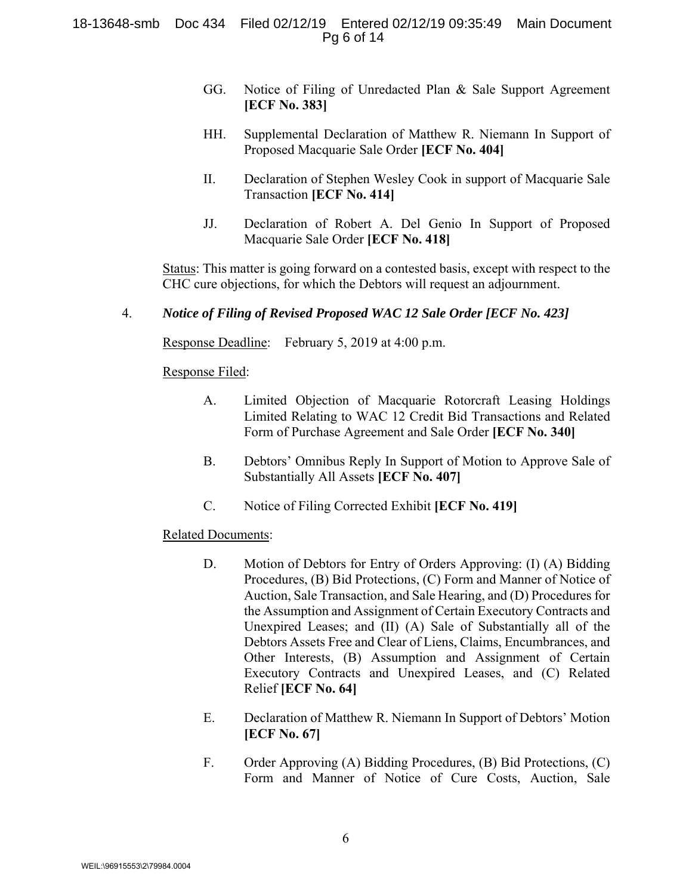GG. Notice of Filing of Unredacted Plan & Sale Support Agreement **[ECF No. 383]**

HH. Supplemental Declaration of Matthew R. Niemann In Support of Proposed Macquarie Sale Order **[ECF No. 404]**

II. Declaration of Stephen Wesley Cook in support of Macquarie Sale Transaction **[ECF No. 414]**

JJ. Declaration of Robert A. Del Genio In Support of Proposed Macquarie Sale Order **[ECF No. 418]**

Status: This matter is going forward on a contested basis, except with respect to the CHC cure objections, for which the Debtors will request an adjournment.

4. ***Notice of Filing of Revised Proposed WAC 12 Sale Order [ECF No. 423]***

Response Deadline: February 5, 2019 at 4:00 p.m.

Response Filed:

A. Limited Objection of Macquarie Rotorcraft Leasing Holdings Limited Relating to WAC 12 Credit Bid Transactions and Related Form of Purchase Agreement and Sale Order **[ECF No. 340]**

B. Debtors' Omnibus Reply In Support of Motion to Approve Sale of Substantially All Assets **[ECF No. 407]**

C. Notice of Filing Corrected Exhibit **[ECF No. 419]**

Related Documents:

D. Motion of Debtors for Entry of Orders Approving: (I) (A) Bidding Procedures, (B) Bid Protections, (C) Form and Manner of Notice of Auction, Sale Transaction, and Sale Hearing, and (D) Procedures for the Assumption and Assignment of Certain Executory Contracts and Unexpired Leases; and (II) (A) Sale of Substantially all of the Debtors Assets Free and Clear of Liens, Claims, Encumbrances, and Other Interests, (B) Assumption and Assignment of Certain Executory Contracts and Unexpired Leases, and (C) Related Relief **[ECF No. 64]**

E. Declaration of Matthew R. Niemann In Support of Debtors' Motion **[ECF No. 67]**

F. Order Approving (A) Bidding Procedures, (B) Bid Protections, (C) Form and Manner of Notice of Cure Costs, Auction, Sale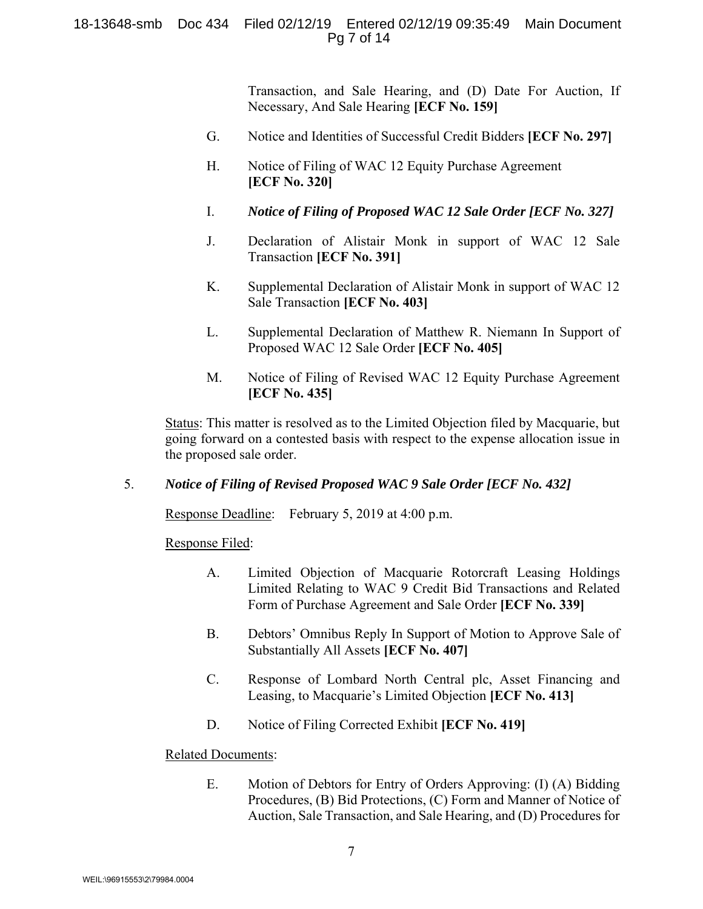Transaction, and Sale Hearing, and (D) Date For Auction, If Necessary, And Sale Hearing **[ECF No. 159]**

G. Notice and Identities of Successful Credit Bidders **[ECF No. 297]**

H. Notice of Filing of WAC 12 Equity Purchase Agreement **[ECF No. 320]**

I. ***Notice of Filing of Proposed WAC 12 Sale Order [ECF No. 327]***

J. Declaration of Alistair Monk in support of WAC 12 Sale Transaction **[ECF No. 391]**

K. Supplemental Declaration of Alistair Monk in support of WAC 12 Sale Transaction **[ECF No. 403]**

L. Supplemental Declaration of Matthew R. Niemann In Support of Proposed WAC 12 Sale Order **[ECF No. 405]**

M. Notice of Filing of Revised WAC 12 Equity Purchase Agreement **[ECF No. 435]**

Status: This matter is resolved as to the Limited Objection filed by Macquarie, but going forward on a contested basis with respect to the expense allocation issue in the proposed sale order.

5. ***Notice of Filing of Revised Proposed WAC 9 Sale Order [ECF No. 432]***

Response Deadline: February 5, 2019 at 4:00 p.m.

Response Filed:

A. Limited Objection of Macquarie Rotorcraft Leasing Holdings Limited Relating to WAC 9 Credit Bid Transactions and Related Form of Purchase Agreement and Sale Order **[ECF No. 339]**

B. Debtors' Omnibus Reply In Support of Motion to Approve Sale of Substantially All Assets **[ECF No. 407]**

C. Response of Lombard North Central plc, Asset Financing and Leasing, to Macquarie's Limited Objection **[ECF No. 413]**

D. Notice of Filing Corrected Exhibit **[ECF No. 419]**

Related Documents:

E. Motion of Debtors for Entry of Orders Approving: (I) (A) Bidding Procedures, (B) Bid Protections, (C) Form and Manner of Notice of Auction, Sale Transaction, and Sale Hearing, and (D) Procedures for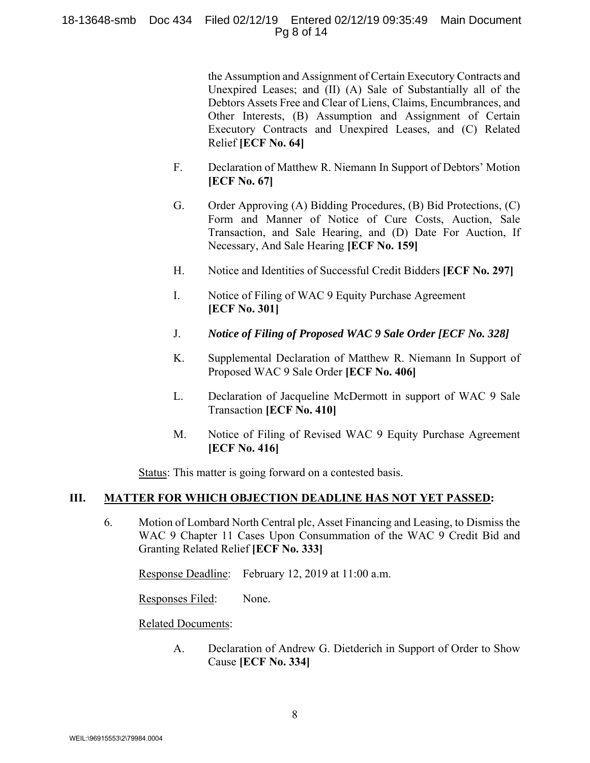the Assumption and Assignment of Certain Executory Contracts and Unexpired Leases; and (II) (A) Sale of Substantially all of the Debtors Assets Free and Clear of Liens, Claims, Encumbrances, and Other Interests, (B) Assumption and Assignment of Certain Executory Contracts and Unexpired Leases, and (C) Related Relief **[ECF No. 64]**

F. Declaration of Matthew R. Niemann In Support of Debtors' Motion **[ECF No. 67]**

G. Order Approving (A) Bidding Procedures, (B) Bid Protections, (C) Form and Manner of Notice of Cure Costs, Auction, Sale Transaction, and Sale Hearing, and (D) Date For Auction, If Necessary, And Sale Hearing **[ECF No. 159]**

H. Notice and Identities of Successful Credit Bidders **[ECF No. 297]**

I. Notice of Filing of WAC 9 Equity Purchase Agreement **[ECF No. 301]**

J. ***Notice of Filing of Proposed WAC 9 Sale Order [ECF No. 328]***

K. Supplemental Declaration of Matthew R. Niemann In Support of Proposed WAC 9 Sale Order **[ECF No. 406]**

L. Declaration of Jacqueline McDermott in support of WAC 9 Sale Transaction **[ECF No. 410]**

M. Notice of Filing of Revised WAC 9 Equity Purchase Agreement **[ECF No. 416]**

Status: This matter is going forward on a contested basis.

## III. MATTER FOR WHICH OBJECTION DEADLINE HAS NOT YET PASSED:

6. Motion of Lombard North Central plc, Asset Financing and Leasing, to Dismiss the WAC 9 Chapter 11 Cases Upon Consummation of the WAC 9 Credit Bid and Granting Related Relief **[ECF No. 333]**

   Response Deadline: February 12, 2019 at 11:00 a.m.

   Responses Filed: None.

   Related Documents:

   A. Declaration of Andrew G. Dietderich in Support of Order to Show Cause **[ECF No. 334]**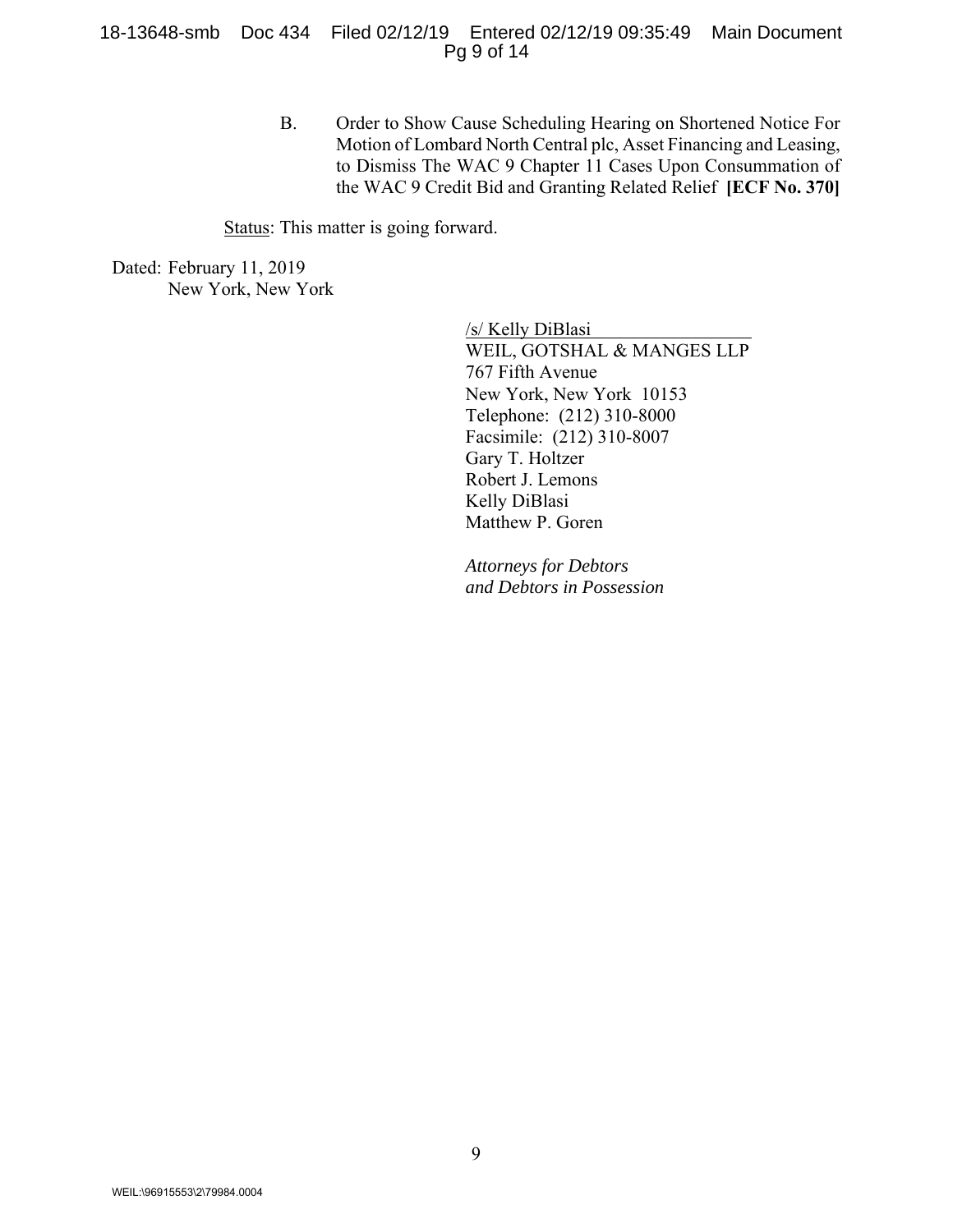B. Order to Show Cause Scheduling Hearing on Shortened Notice For Motion of Lombard North Central plc, Asset Financing and Leasing, to Dismiss The WAC 9 Chapter 11 Cases Upon Consummation of the WAC 9 Credit Bid and Granting Related Relief **[ECF No. 370]**

Status: This matter is going forward.

Dated: February 11, 2019
New York, New York

/s/ Kelly DiBlasi
WEIL, GOTSHAL & MANGES LLP
767 Fifth Avenue
New York, New York 10153
Telephone: (212) 310-8000
Facsimile: (212) 310-8007
Gary T. Holtzer
Robert J. Lemons
Kelly DiBlasi
Matthew P. Goren

*Attorneys for Debtors and Debtors in Possession*

WEIL:\96915553\2\79984.0004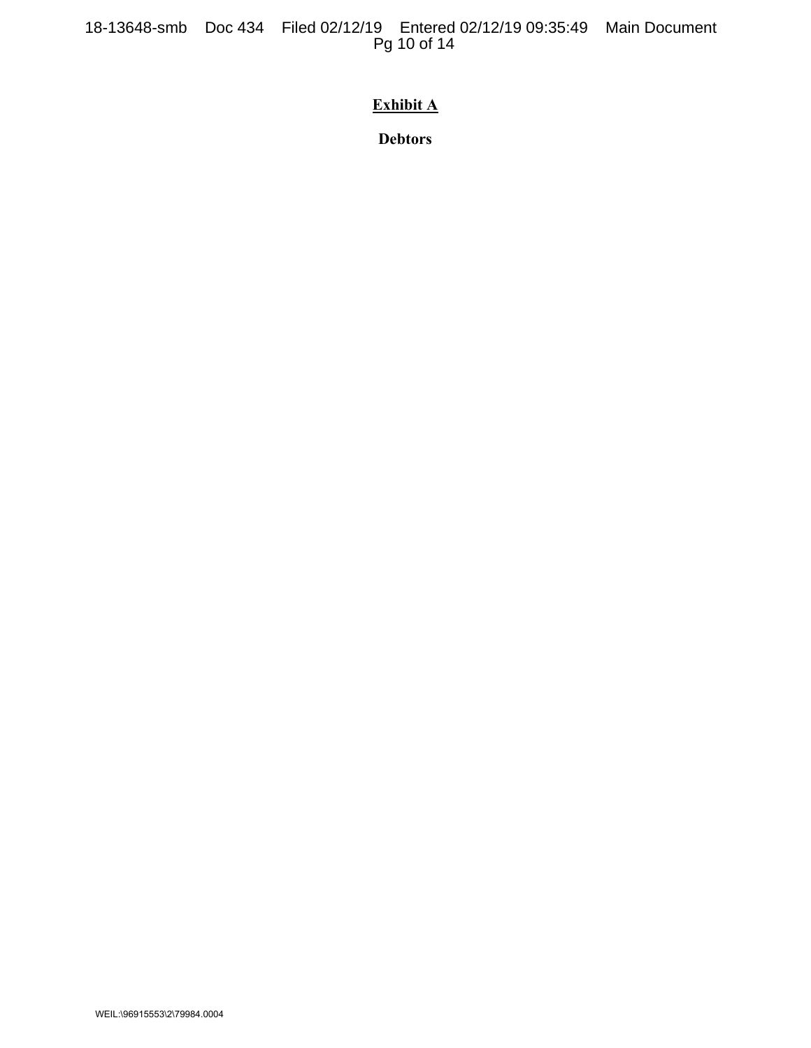**Exhibit A**

**Debtors**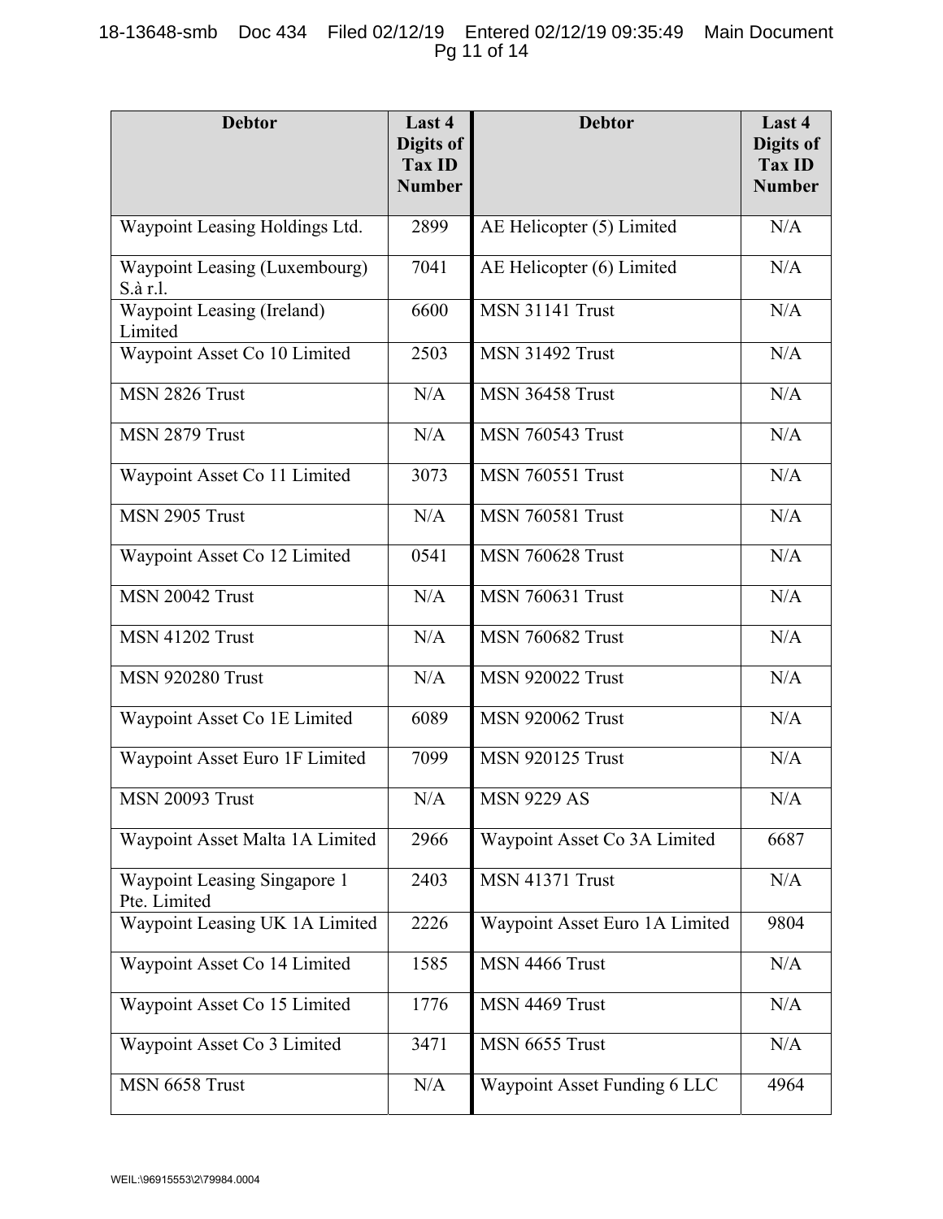| Debtor | Last 4 Digits of Tax ID Number | Debtor | Last 4 Digits of Tax ID Number |
|---|---|---|---|
| Waypoint Leasing Holdings Ltd. | 2899 | AE Helicopter (5) Limited | N/A |
| Waypoint Leasing (Luxembourg) S.à r.l. | 7041 | AE Helicopter (6) Limited | N/A |
| Waypoint Leasing (Ireland) Limited | 6600 | MSN 31141 Trust | N/A |
| Waypoint Asset Co 10 Limited | 2503 | MSN 31492 Trust | N/A |
| MSN 2826 Trust | N/A | MSN 36458 Trust | N/A |
| MSN 2879 Trust | N/A | MSN 760543 Trust | N/A |
| Waypoint Asset Co 11 Limited | 3073 | MSN 760551 Trust | N/A |
| MSN 2905 Trust | N/A | MSN 760581 Trust | N/A |
| Waypoint Asset Co 12 Limited | 0541 | MSN 760628 Trust | N/A |
| MSN 20042 Trust | N/A | MSN 760631 Trust | N/A |
| MSN 41202 Trust | N/A | MSN 760682 Trust | N/A |
| MSN 920280 Trust | N/A | MSN 920022 Trust | N/A |
| Waypoint Asset Co 1E Limited | 6089 | MSN 920062 Trust | N/A |
| Waypoint Asset Euro 1F Limited | 7099 | MSN 920125 Trust | N/A |
| MSN 20093 Trust | N/A | MSN 9229 AS | N/A |
| Waypoint Asset Malta 1A Limited | 2966 | Waypoint Asset Co 3A Limited | 6687 |
| Waypoint Leasing Singapore 1 Pte. Limited | 2403 | MSN 41371 Trust | N/A |
| Waypoint Leasing UK 1A Limited | 2226 | Waypoint Asset Euro 1A Limited | 9804 |
| Waypoint Asset Co 14 Limited | 1585 | MSN 4466 Trust | N/A |
| Waypoint Asset Co 15 Limited | 1776 | MSN 4469 Trust | N/A |
| Waypoint Asset Co 3 Limited | 3471 | MSN 6655 Trust | N/A |
| MSN 6658 Trust | N/A | Waypoint Asset Funding 6 LLC | 4964 |

WEIL:\96915553\2\79984.0004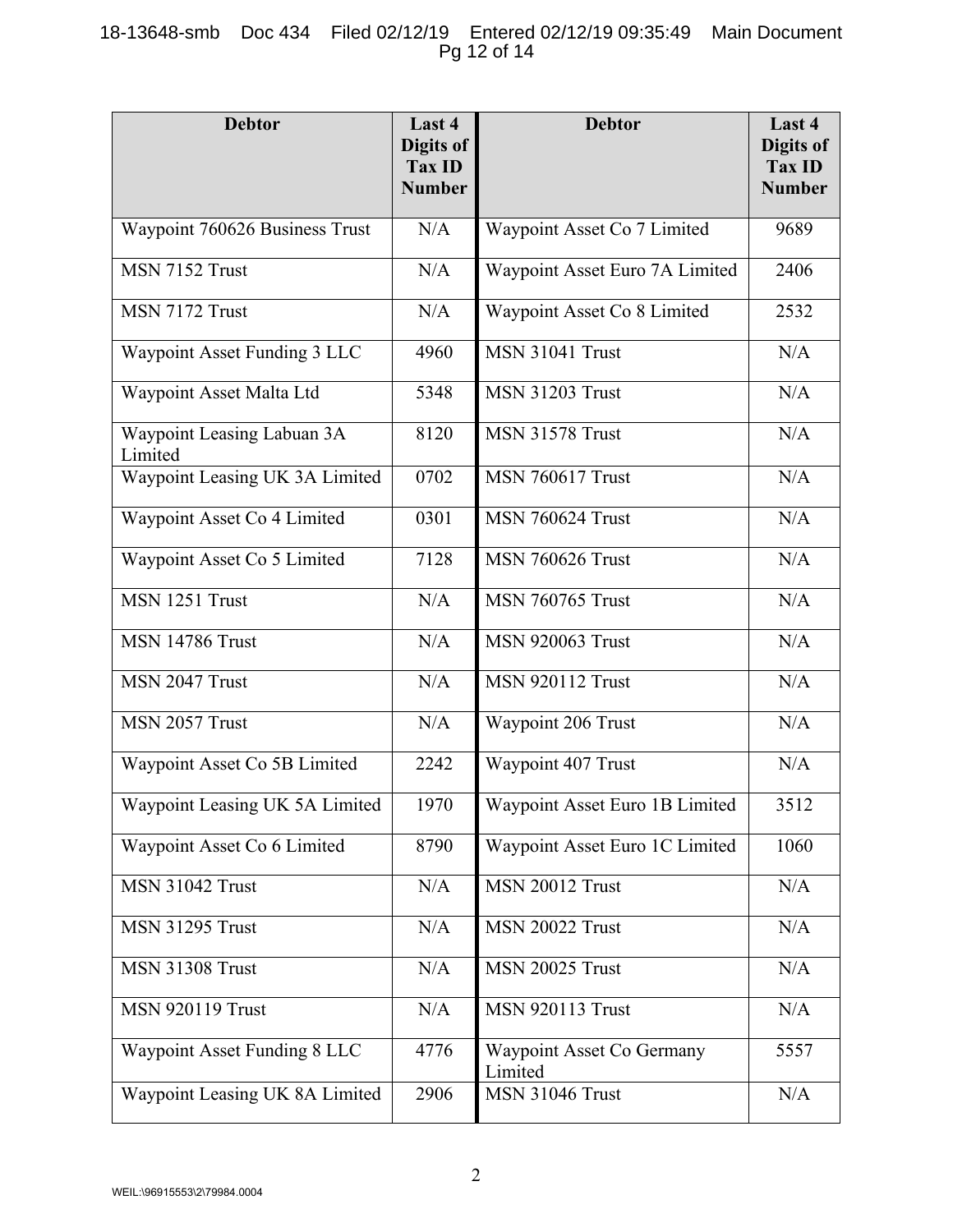| Debtor | Last 4 Digits of Tax ID Number | Debtor | Last 4 Digits of Tax ID Number |
|---|---|---|---|
| Waypoint 760626 Business Trust | N/A | Waypoint Asset Co 7 Limited | 9689 |
| MSN 7152 Trust | N/A | Waypoint Asset Euro 7A Limited | 2406 |
| MSN 7172 Trust | N/A | Waypoint Asset Co 8 Limited | 2532 |
| Waypoint Asset Funding 3 LLC | 4960 | MSN 31041 Trust | N/A |
| Waypoint Asset Malta Ltd | 5348 | MSN 31203 Trust | N/A |
| Waypoint Leasing Labuan 3A Limited | 8120 | MSN 31578 Trust | N/A |
| Waypoint Leasing UK 3A Limited | 0702 | MSN 760617 Trust | N/A |
| Waypoint Asset Co 4 Limited | 0301 | MSN 760624 Trust | N/A |
| Waypoint Asset Co 5 Limited | 7128 | MSN 760626 Trust | N/A |
| MSN 1251 Trust | N/A | MSN 760765 Trust | N/A |
| MSN 14786 Trust | N/A | MSN 920063 Trust | N/A |
| MSN 2047 Trust | N/A | MSN 920112 Trust | N/A |
| MSN 2057 Trust | N/A | Waypoint 206 Trust | N/A |
| Waypoint Asset Co 5B Limited | 2242 | Waypoint 407 Trust | N/A |
| Waypoint Leasing UK 5A Limited | 1970 | Waypoint Asset Euro 1B Limited | 3512 |
| Waypoint Asset Co 6 Limited | 8790 | Waypoint Asset Euro 1C Limited | 1060 |
| MSN 31042 Trust | N/A | MSN 20012 Trust | N/A |
| MSN 31295 Trust | N/A | MSN 20022 Trust | N/A |
| MSN 31308 Trust | N/A | MSN 20025 Trust | N/A |
| MSN 920119 Trust | N/A | MSN 920113 Trust | N/A |
| Waypoint Asset Funding 8 LLC | 4776 | Waypoint Asset Co Germany Limited | 5557 |
| Waypoint Leasing UK 8A Limited | 2906 | MSN 31046 Trust | N/A |

WEIL:\96915553\2\79984.0004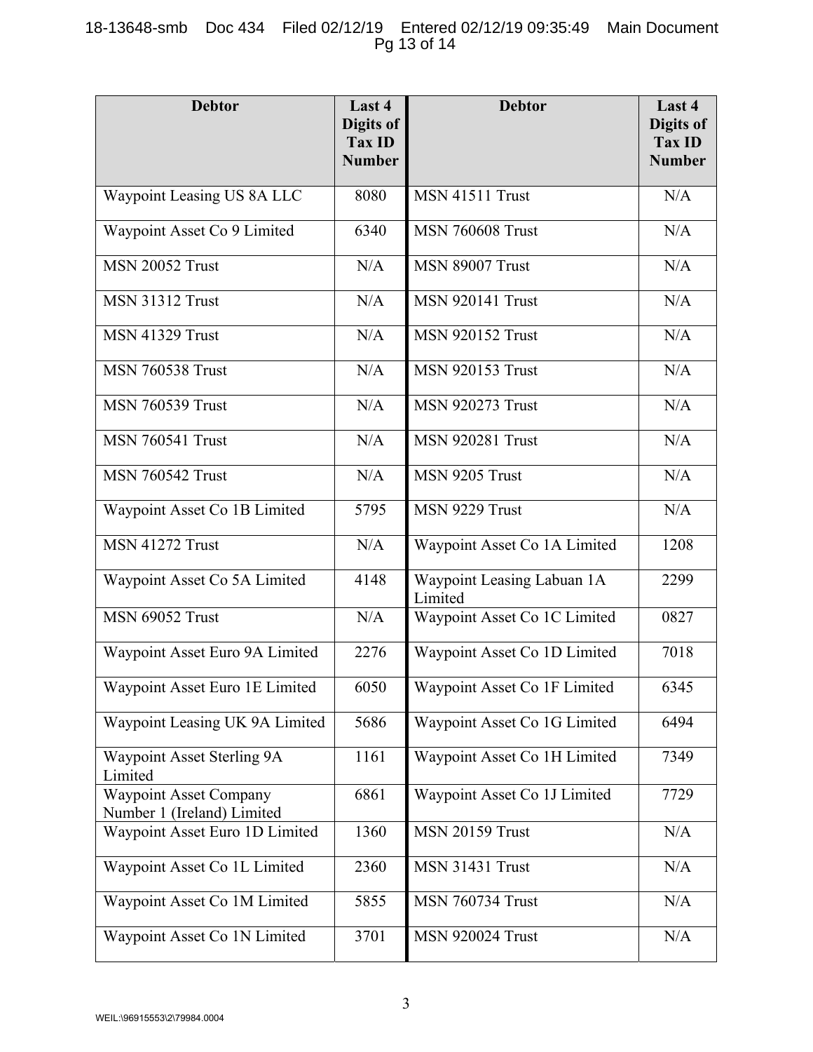| Debtor | Last 4 Digits of Tax ID Number | Debtor | Last 4 Digits of Tax ID Number |
|---|---|---|---|
| Waypoint Leasing US 8A LLC | 8080 | MSN 41511 Trust | N/A |
| Waypoint Asset Co 9 Limited | 6340 | MSN 760608 Trust | N/A |
| MSN 20052 Trust | N/A | MSN 89007 Trust | N/A |
| MSN 31312 Trust | N/A | MSN 920141 Trust | N/A |
| MSN 41329 Trust | N/A | MSN 920152 Trust | N/A |
| MSN 760538 Trust | N/A | MSN 920153 Trust | N/A |
| MSN 760539 Trust | N/A | MSN 920273 Trust | N/A |
| MSN 760541 Trust | N/A | MSN 920281 Trust | N/A |
| MSN 760542 Trust | N/A | MSN 9205 Trust | N/A |
| Waypoint Asset Co 1B Limited | 5795 | MSN 9229 Trust | N/A |
| MSN 41272 Trust | N/A | Waypoint Asset Co 1A Limited | 1208 |
| Waypoint Asset Co 5A Limited | 4148 | Waypoint Leasing Labuan 1A Limited | 2299 |
| MSN 69052 Trust | N/A | Waypoint Asset Co 1C Limited | 0827 |
| Waypoint Asset Euro 9A Limited | 2276 | Waypoint Asset Co 1D Limited | 7018 |
| Waypoint Asset Euro 1E Limited | 6050 | Waypoint Asset Co 1F Limited | 6345 |
| Waypoint Leasing UK 9A Limited | 5686 | Waypoint Asset Co 1G Limited | 6494 |
| Waypoint Asset Sterling 9A Limited | 1161 | Waypoint Asset Co 1H Limited | 7349 |
| Waypoint Asset Company Number 1 (Ireland) Limited | 6861 | Waypoint Asset Co 1J Limited | 7729 |
| Waypoint Asset Euro 1D Limited | 1360 | MSN 20159 Trust | N/A |
| Waypoint Asset Co 1L Limited | 2360 | MSN 31431 Trust | N/A |
| Waypoint Asset Co 1M Limited | 5855 | MSN 760734 Trust | N/A |
| Waypoint Asset Co 1N Limited | 3701 | MSN 920024 Trust | N/A |

WEIL:\96915553\2\79984.0004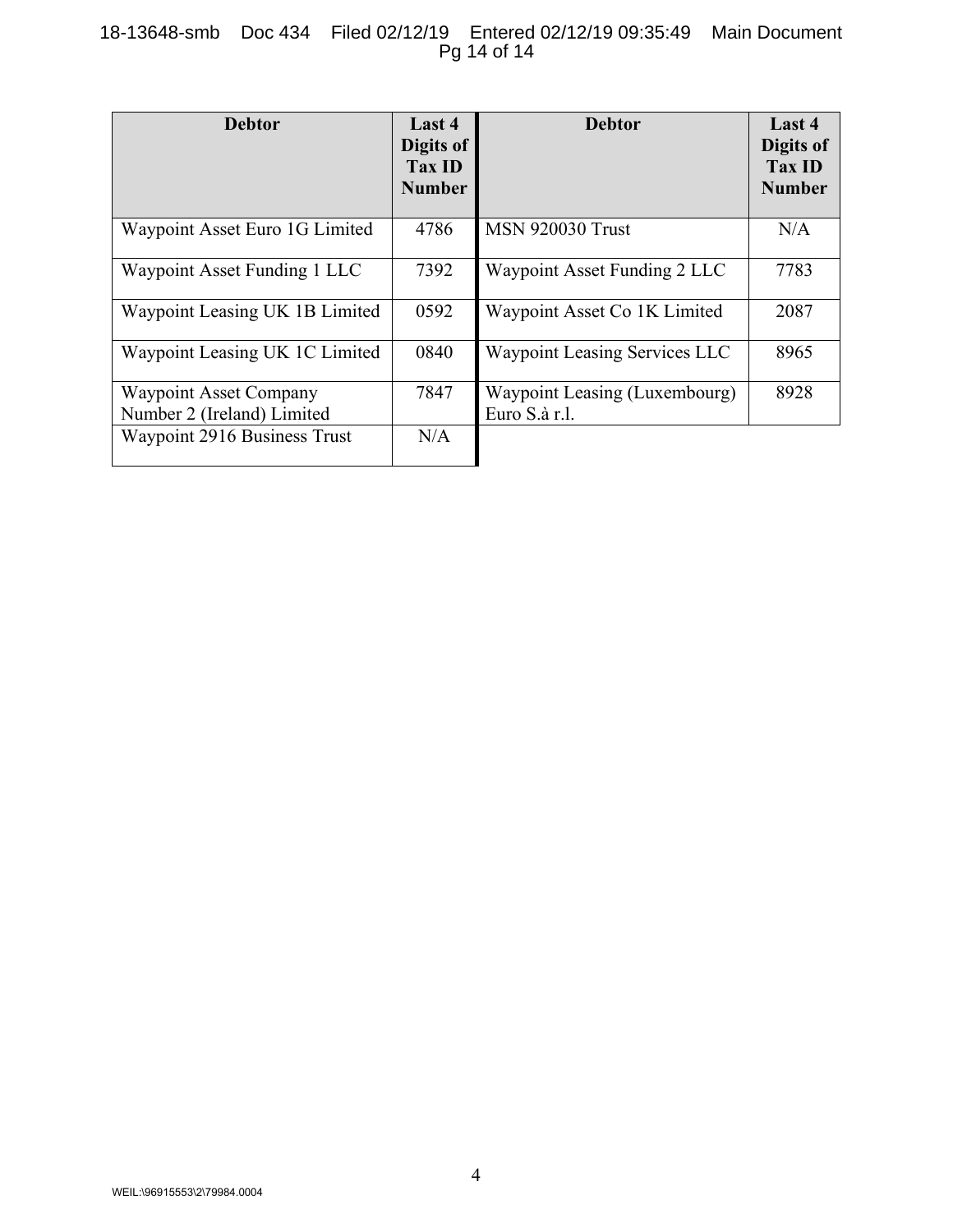| Debtor | Last 4 Digits of Tax ID Number | Debtor | Last 4 Digits of Tax ID Number |
|---|---|---|---|
| Waypoint Asset Euro 1G Limited | 4786 | MSN 920030 Trust | N/A |
| Waypoint Asset Funding 1 LLC | 7392 | Waypoint Asset Funding 2 LLC | 7783 |
| Waypoint Leasing UK 1B Limited | 0592 | Waypoint Asset Co 1K Limited | 2087 |
| Waypoint Leasing UK 1C Limited | 0840 | Waypoint Leasing Services LLC | 8965 |
| Waypoint Asset Company Number 2 (Ireland) Limited | 7847 | Waypoint Leasing (Luxembourg) Euro S.à r.l. | 8928 |
| Waypoint 2916 Business Trust | N/A | | |

WEIL:\96915553\2\79984.0004